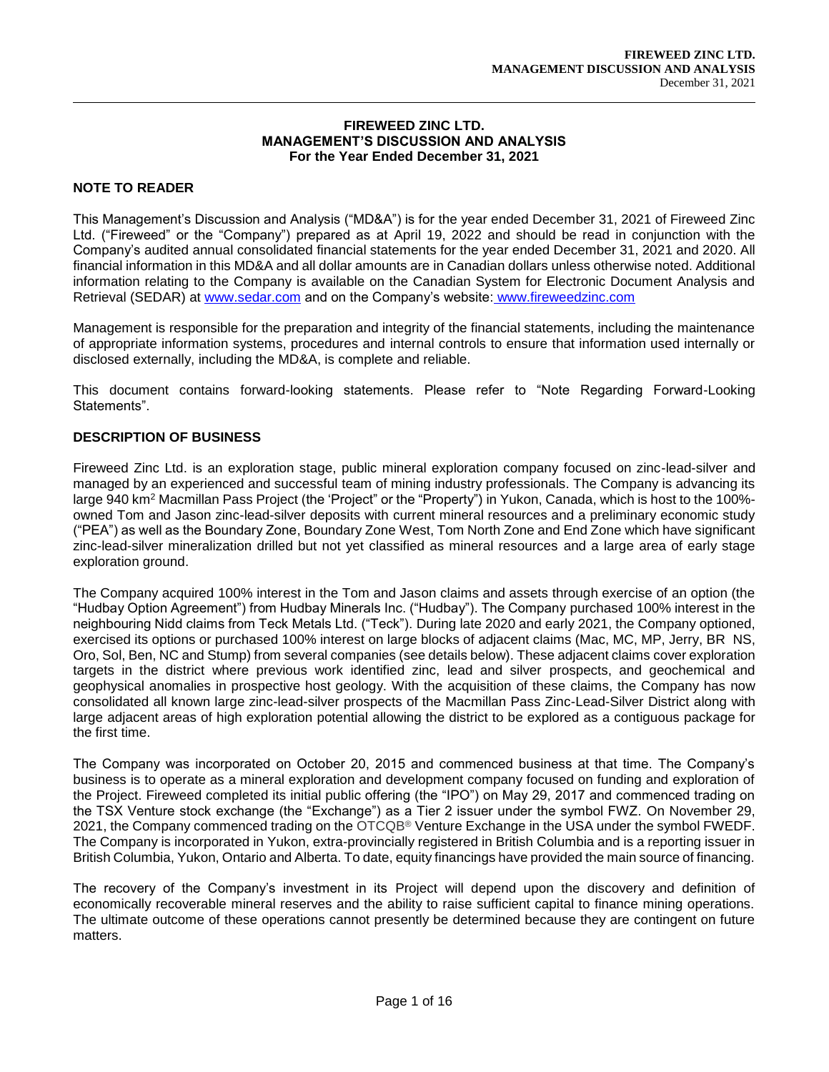# FIREWEED ZINC LTD.
## MANAGEMENT'S DISCUSSION AND ANALYSIS
### For the Year Ended December 31, 2021

## NOTE TO READER

This Management's Discussion and Analysis ("MD&A") is for the year ended December 31, 2021 of Fireweed Zinc Ltd. ("Fireweed" or the "Company") prepared as at April 19, 2022 and should be read in conjunction with the Company's audited annual consolidated financial statements for the year ended December 31, 2021 and 2020. All financial information in this MD&A and all dollar amounts are in Canadian dollars unless otherwise noted. Additional information relating to the Company is available on the Canadian System for Electronic Document Analysis and Retrieval (SEDAR) at www.sedar.com and on the Company's website: www.fireweedzinc.com

Management is responsible for the preparation and integrity of the financial statements, including the maintenance of appropriate information systems, procedures and internal controls to ensure that information used internally or disclosed externally, including the MD&A, is complete and reliable.

This document contains forward-looking statements. Please refer to "Note Regarding Forward-Looking Statements".

## DESCRIPTION OF BUSINESS

Fireweed Zinc Ltd. is an exploration stage, public mineral exploration company focused on zinc-lead-silver and managed by an experienced and successful team of mining industry professionals. The Company is advancing its large 940 km$^2$ Macmillan Pass Project (the 'Project' or the "Property") in Yukon, Canada, which is host to the 100%-owned Tom and Jason zinc-lead-silver deposits with current mineral resources and a preliminary economic study ("PEA") as well as the Boundary Zone, Boundary Zone West, Tom North Zone and End Zone which have significant zinc-lead-silver mineralization drilled but not yet classified as mineral resources and a large area of early stage exploration ground.

The Company acquired 100% interest in the Tom and Jason claims and assets through exercise of an option (the "Hudbay Option Agreement") from Hudbay Minerals Inc. ("Hudbay"). The Company purchased 100% interest in the neighbouring Nidd claims from Teck Metals Ltd. ("Teck"). During late 2020 and early 2021, the Company optioned, exercised its options or purchased 100% interest on large blocks of adjacent claims (Mac, MC, MP, Jerry, BR NS, Oro, Sol, Ben, NC and Stump) from several companies (see details below). These adjacent claims cover exploration targets in the district where previous work identified zinc, lead and silver prospects, and geochemical and geophysical anomalies in prospective host geology. With the acquisition of these claims, the Company has now consolidated all known large zinc-lead-silver prospects of the Macmillan Pass Zinc-Lead-Silver District along with large adjacent areas of high exploration potential allowing the district to be explored as a contiguous package for the first time.

The Company was incorporated on October 20, 2015 and commenced business at that time. The Company's business is to operate as a mineral exploration and development company focused on funding and exploration of the Project. Fireweed completed its initial public offering (the "IPO") on May 29, 2017 and commenced trading on the TSX Venture stock exchange (the "Exchange") as a Tier 2 issuer under the symbol FWZ. On November 29, 2021, the Company commenced trading on the OTCQB® Venture Exchange in the USA under the symbol FWEDF. The Company is incorporated in Yukon, extra-provincially registered in British Columbia and is a reporting issuer in British Columbia, Yukon, Ontario and Alberta. To date, equity financings have provided the main source of financing.

The recovery of the Company's investment in its Project will depend upon the discovery and definition of economically recoverable mineral reserves and the ability to raise sufficient capital to finance mining operations. The ultimate outcome of these operations cannot presently be determined because they are contingent on future matters.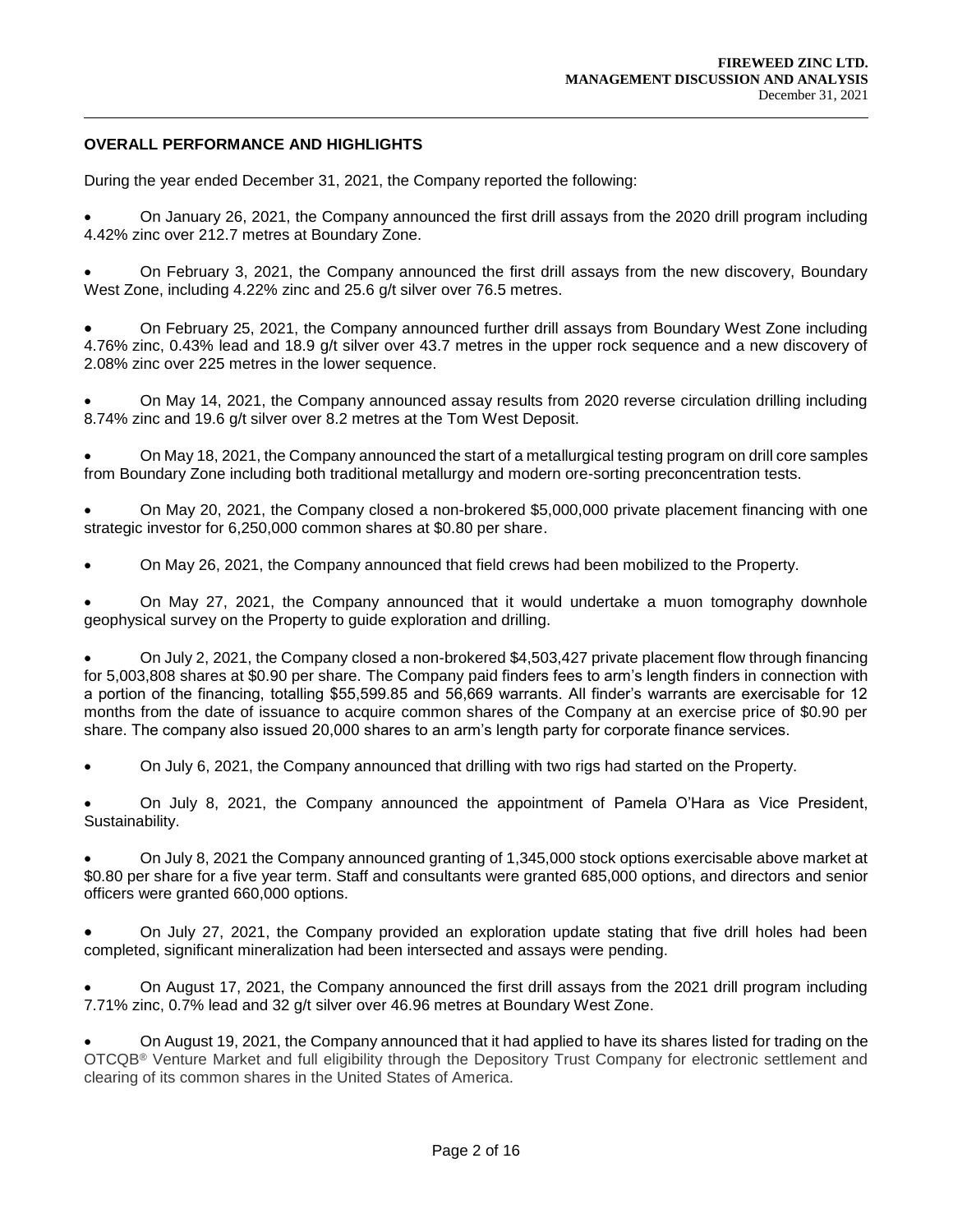## OVERALL PERFORMANCE AND HIGHLIGHTS

During the year ended December 31, 2021, the Company reported the following:

- On January 26, 2021, the Company announced the first drill assays from the 2020 drill program including 4.42% zinc over 212.7 metres at Boundary Zone.
- On February 3, 2021, the Company announced the first drill assays from the new discovery, Boundary West Zone, including 4.22% zinc and 25.6 g/t silver over 76.5 metres.
- On February 25, 2021, the Company announced further drill assays from Boundary West Zone including 4.76% zinc, 0.43% lead and 18.9 g/t silver over 43.7 metres in the upper rock sequence and a new discovery of 2.08% zinc over 225 metres in the lower sequence.
- On May 14, 2021, the Company announced assay results from 2020 reverse circulation drilling including 8.74% zinc and 19.6 g/t silver over 8.2 metres at the Tom West Deposit.
- On May 18, 2021, the Company announced the start of a metallurgical testing program on drill core samples from Boundary Zone including both traditional metallurgy and modern ore-sorting preconcentration tests.
- On May 20, 2021, the Company closed a non-brokered $5,000,000 private placement financing with one strategic investor for 6,250,000 common shares at $0.80 per share.
- On May 26, 2021, the Company announced that field crews had been mobilized to the Property.
- On May 27, 2021, the Company announced that it would undertake a muon tomography downhole geophysical survey on the Property to guide exploration and drilling.
- On July 2, 2021, the Company closed a non-brokered $4,503,427 private placement flow through financing for 5,003,808 shares at $0.90 per share. The Company paid finders fees to arm's length finders in connection with a portion of the financing, totalling $55,599.85 and 56,669 warrants. All finder's warrants are exercisable for 12 months from the date of issuance to acquire common shares of the Company at an exercise price of $0.90 per share. The company also issued 20,000 shares to an arm's length party for corporate finance services.
- On July 6, 2021, the Company announced that drilling with two rigs had started on the Property.
- On July 8, 2021, the Company announced the appointment of Pamela O'Hara as Vice President, Sustainability.
- On July 8, 2021 the Company announced granting of 1,345,000 stock options exercisable above market at $0.80 per share for a five year term. Staff and consultants were granted 685,000 options, and directors and senior officers were granted 660,000 options.
- On July 27, 2021, the Company provided an exploration update stating that five drill holes had been completed, significant mineralization had been intersected and assays were pending.
- On August 17, 2021, the Company announced the first drill assays from the 2021 drill program including 7.71% zinc, 0.7% lead and 32 g/t silver over 46.96 metres at Boundary West Zone.
- On August 19, 2021, the Company announced that it had applied to have its shares listed for trading on the OTCQB® Venture Market and full eligibility through the Depository Trust Company for electronic settlement and clearing of its common shares in the United States of America.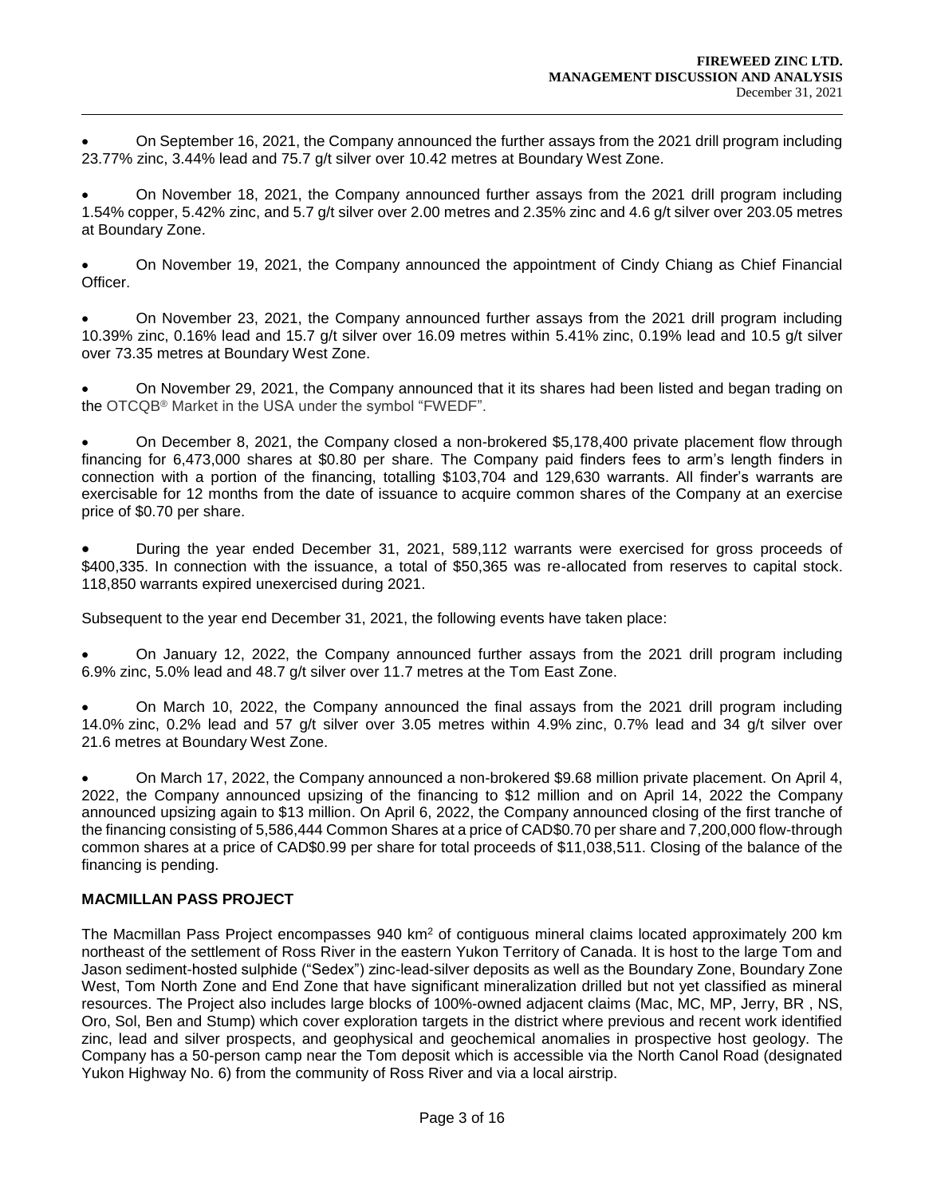- On September 16, 2021, the Company announced the further assays from the 2021 drill program including 23.77% zinc, 3.44% lead and 75.7 g/t silver over 10.42 metres at Boundary West Zone.

- On November 18, 2021, the Company announced further assays from the 2021 drill program including 1.54% copper, 5.42% zinc, and 5.7 g/t silver over 2.00 metres and 2.35% zinc and 4.6 g/t silver over 203.05 metres at Boundary Zone.

- On November 19, 2021, the Company announced the appointment of Cindy Chiang as Chief Financial Officer.

- On November 23, 2021, the Company announced further assays from the 2021 drill program including 10.39% zinc, 0.16% lead and 15.7 g/t silver over 16.09 metres within 5.41% zinc, 0.19% lead and 10.5 g/t silver over 73.35 metres at Boundary West Zone.

- On November 29, 2021, the Company announced that it its shares had been listed and began trading on the OTCQB® Market in the USA under the symbol "FWEDF".

- On December 8, 2021, the Company closed a non-brokered $5,178,400 private placement flow through financing for 6,473,000 shares at $0.80 per share. The Company paid finders fees to arm's length finders in connection with a portion of the financing, totalling $103,704 and 129,630 warrants. All finder's warrants are exercisable for 12 months from the date of issuance to acquire common shares of the Company at an exercise price of $0.70 per share.

- During the year ended December 31, 2021, 589,112 warrants were exercised for gross proceeds of $400,335. In connection with the issuance, a total of $50,365 was re-allocated from reserves to capital stock. 118,850 warrants expired unexercised during 2021.

Subsequent to the year end December 31, 2021, the following events have taken place:

- On January 12, 2022, the Company announced further assays from the 2021 drill program including 6.9% zinc, 5.0% lead and 48.7 g/t silver over 11.7 metres at the Tom East Zone.

- On March 10, 2022, the Company announced the final assays from the 2021 drill program including 14.0% zinc, 0.2% lead and 57 g/t silver over 3.05 metres within 4.9% zinc, 0.7% lead and 34 g/t silver over 21.6 metres at Boundary West Zone.

- On March 17, 2022, the Company announced a non-brokered $9.68 million private placement. On April 4, 2022, the Company announced upsizing of the financing to $12 million and on April 14, 2022 the Company announced upsizing again to $13 million. On April 6, 2022, the Company announced closing of the first tranche of the financing consisting of 5,586,444 Common Shares at a price of CAD$0.70 per share and 7,200,000 flow-through common shares at a price of CAD$0.99 per share for total proceeds of $11,038,511. Closing of the balance of the financing is pending.

## MACMILLAN PASS PROJECT

The Macmillan Pass Project encompasses 940 km$^2$ of contiguous mineral claims located approximately 200 km northeast of the settlement of Ross River in the eastern Yukon Territory of Canada. It is host to the large Tom and Jason sediment-hosted sulphide ("Sedex") zinc-lead-silver deposits as well as the Boundary Zone, Boundary Zone West, Tom North Zone and End Zone that have significant mineralization drilled but not yet classified as mineral resources. The Project also includes large blocks of 100%-owned adjacent claims (Mac, MC, MP, Jerry, BR , NS, Oro, Sol, Ben and Stump) which cover exploration targets in the district where previous and recent work identified zinc, lead and silver prospects, and geophysical and geochemical anomalies in prospective host geology. The Company has a 50-person camp near the Tom deposit which is accessible via the North Canol Road (designated Yukon Highway No. 6) from the community of Ross River and via a local airstrip.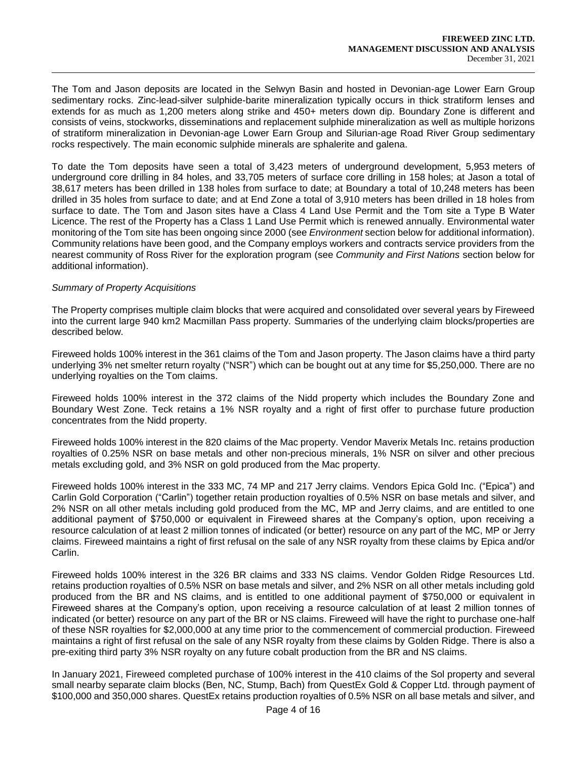The Tom and Jason deposits are located in the Selwyn Basin and hosted in Devonian-age Lower Earn Group sedimentary rocks. Zinc-lead-silver sulphide-barite mineralization typically occurs in thick stratiform lenses and extends for as much as 1,200 meters along strike and 450+ meters down dip. Boundary Zone is different and consists of veins, stockworks, disseminations and replacement sulphide mineralization as well as multiple horizons of stratiform mineralization in Devonian-age Lower Earn Group and Silurian-age Road River Group sedimentary rocks respectively. The main economic sulphide minerals are sphalerite and galena.

To date the Tom deposits have seen a total of 3,423 meters of underground development, 5,953 meters of underground core drilling in 84 holes, and 33,705 meters of surface core drilling in 158 holes; at Jason a total of 38,617 meters has been drilled in 138 holes from surface to date; at Boundary a total of 10,248 meters has been drilled in 35 holes from surface to date; and at End Zone a total of 3,910 meters has been drilled in 18 holes from surface to date. The Tom and Jason sites have a Class 4 Land Use Permit and the Tom site a Type B Water Licence. The rest of the Property has a Class 1 Land Use Permit which is renewed annually. Environmental water monitoring of the Tom site has been ongoing since 2000 (see *Environment* section below for additional information). Community relations have been good, and the Company employs workers and contracts service providers from the nearest community of Ross River for the exploration program (see *Community and First Nations* section below for additional information).

*Summary of Property Acquisitions*

The Property comprises multiple claim blocks that were acquired and consolidated over several years by Fireweed into the current large 940 km2 Macmillan Pass property. Summaries of the underlying claim blocks/properties are described below.

Fireweed holds 100% interest in the 361 claims of the Tom and Jason property. The Jason claims have a third party underlying 3% net smelter return royalty ("NSR") which can be bought out at any time for $5,250,000. There are no underlying royalties on the Tom claims.

Fireweed holds 100% interest in the 372 claims of the Nidd property which includes the Boundary Zone and Boundary West Zone. Teck retains a 1% NSR royalty and a right of first offer to purchase future production concentrates from the Nidd property.

Fireweed holds 100% interest in the 820 claims of the Mac property. Vendor Maverix Metals Inc. retains production royalties of 0.25% NSR on base metals and other non-precious minerals, 1% NSR on silver and other precious metals excluding gold, and 3% NSR on gold produced from the Mac property.

Fireweed holds 100% interest in the 333 MC, 74 MP and 217 Jerry claims. Vendors Epica Gold Inc. ("Epica") and Carlin Gold Corporation ("Carlin") together retain production royalties of 0.5% NSR on base metals and silver, and 2% NSR on all other metals including gold produced from the MC, MP and Jerry claims, and are entitled to one additional payment of $750,000 or equivalent in Fireweed shares at the Company's option, upon receiving a resource calculation of at least 2 million tonnes of indicated (or better) resource on any part of the MC, MP or Jerry claims. Fireweed maintains a right of first refusal on the sale of any NSR royalty from these claims by Epica and/or Carlin.

Fireweed holds 100% interest in the 326 BR claims and 333 NS claims. Vendor Golden Ridge Resources Ltd. retains production royalties of 0.5% NSR on base metals and silver, and 2% NSR on all other metals including gold produced from the BR and NS claims, and is entitled to one additional payment of $750,000 or equivalent in Fireweed shares at the Company's option, upon receiving a resource calculation of at least 2 million tonnes of indicated (or better) resource on any part of the BR or NS claims. Fireweed will have the right to purchase one-half of these NSR royalties for $2,000,000 at any time prior to the commencement of commercial production. Fireweed maintains a right of first refusal on the sale of any NSR royalty from these claims by Golden Ridge. There is also a pre-exiting third party 3% NSR royalty on any future cobalt production from the BR and NS claims.

In January 2021, Fireweed completed purchase of 100% interest in the 410 claims of the Sol property and several small nearby separate claim blocks (Ben, NC, Stump, Bach) from QuestEx Gold & Copper Ltd. through payment of $100,000 and 350,000 shares. QuestEx retains production royalties of 0.5% NSR on all base metals and silver, and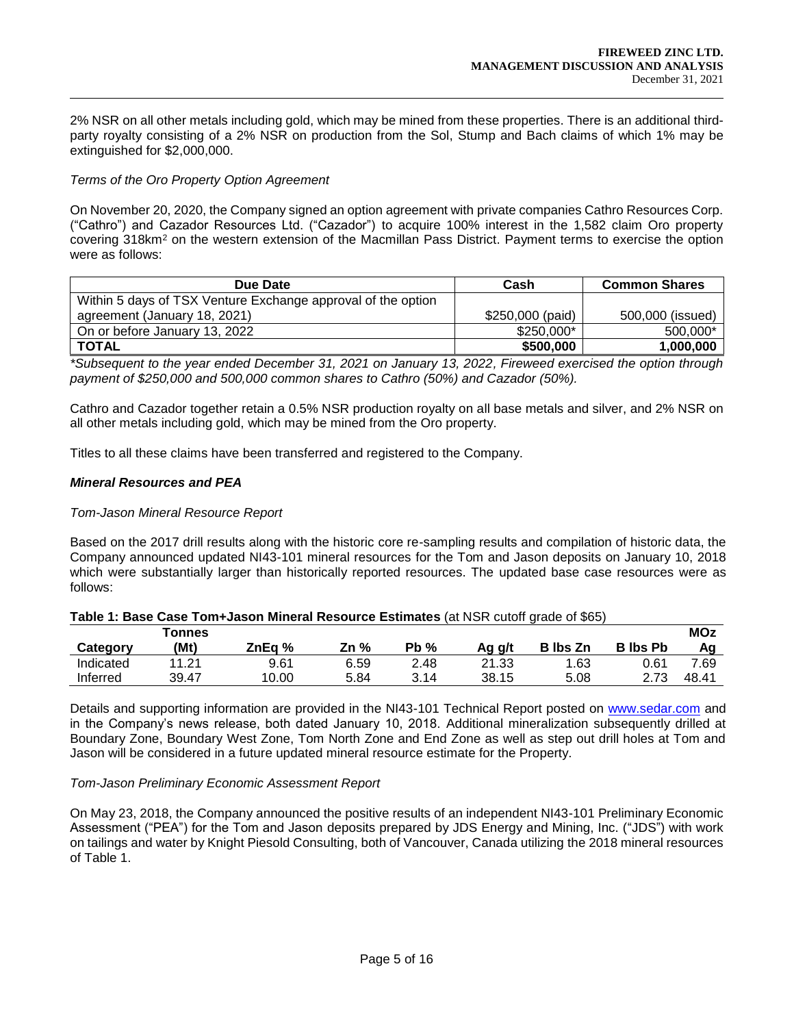2% NSR on all other metals including gold, which may be mined from these properties. There is an additional third-party royalty consisting of a 2% NSR on production from the Sol, Stump and Bach claims of which 1% may be extinguished for $2,000,000.

*Terms of the Oro Property Option Agreement*

On November 20, 2020, the Company signed an option agreement with private companies Cathro Resources Corp. ("Cathro") and Cazador Resources Ltd. ("Cazador") to acquire 100% interest in the 1,582 claim Oro property covering 318km$^2$ on the western extension of the Macmillan Pass District. Payment terms to exercise the option were as follows:

| Due Date | Cash | Common Shares |
|---|---|---|
| Within 5 days of TSX Venture Exchange approval of the option agreement (January 18, 2021) | $250,000 (paid) | 500,000 (issued) |
| On or before January 13, 2022 | $250,000* | 500,000* |
| **TOTAL** | **$500,000** | **1,000,000** |

*\*Subsequent to the year ended December 31, 2021 on January 13, 2022, Fireweed exercised the option through payment of $250,000 and 500,000 common shares to Cathro (50%) and Cazador (50%).*

Cathro and Cazador together retain a 0.5% NSR production royalty on all base metals and silver, and 2% NSR on all other metals including gold, which may be mined from the Oro property.

Titles to all these claims have been transferred and registered to the Company.

***Mineral Resources and PEA***

*Tom-Jason Mineral Resource Report*

Based on the 2017 drill results along with the historic core re-sampling results and compilation of historic data, the Company announced updated NI43-101 mineral resources for the Tom and Jason deposits on January 10, 2018 which were substantially larger than historically reported resources. The updated base case resources were as follows:

**Table 1: Base Case Tom+Jason Mineral Resource Estimates** (at NSR cutoff grade of $65)

| Category | Tonnes (Mt) | ZnEq % | Zn % | Pb % | Ag g/t | B lbs Zn | B lbs Pb | MOz Ag |
|---|---|---|---|---|---|---|---|---|
| Indicated | 11.21 | 9.61 | 6.59 | 2.48 | 21.33 | 1.63 | 0.61 | 7.69 |
| Inferred | 39.47 | 10.00 | 5.84 | 3.14 | 38.15 | 5.08 | 2.73 | 48.41 |

Details and supporting information are provided in the NI43-101 Technical Report posted on www.sedar.com and in the Company's news release, both dated January 10, 2018. Additional mineralization subsequently drilled at Boundary Zone, Boundary West Zone, Tom North Zone and End Zone as well as step out drill holes at Tom and Jason will be considered in a future updated mineral resource estimate for the Property.

*Tom-Jason Preliminary Economic Assessment Report*

On May 23, 2018, the Company announced the positive results of an independent NI43-101 Preliminary Economic Assessment ("PEA") for the Tom and Jason deposits prepared by JDS Energy and Mining, Inc. ("JDS") with work on tailings and water by Knight Piesold Consulting, both of Vancouver, Canada utilizing the 2018 mineral resources of Table 1.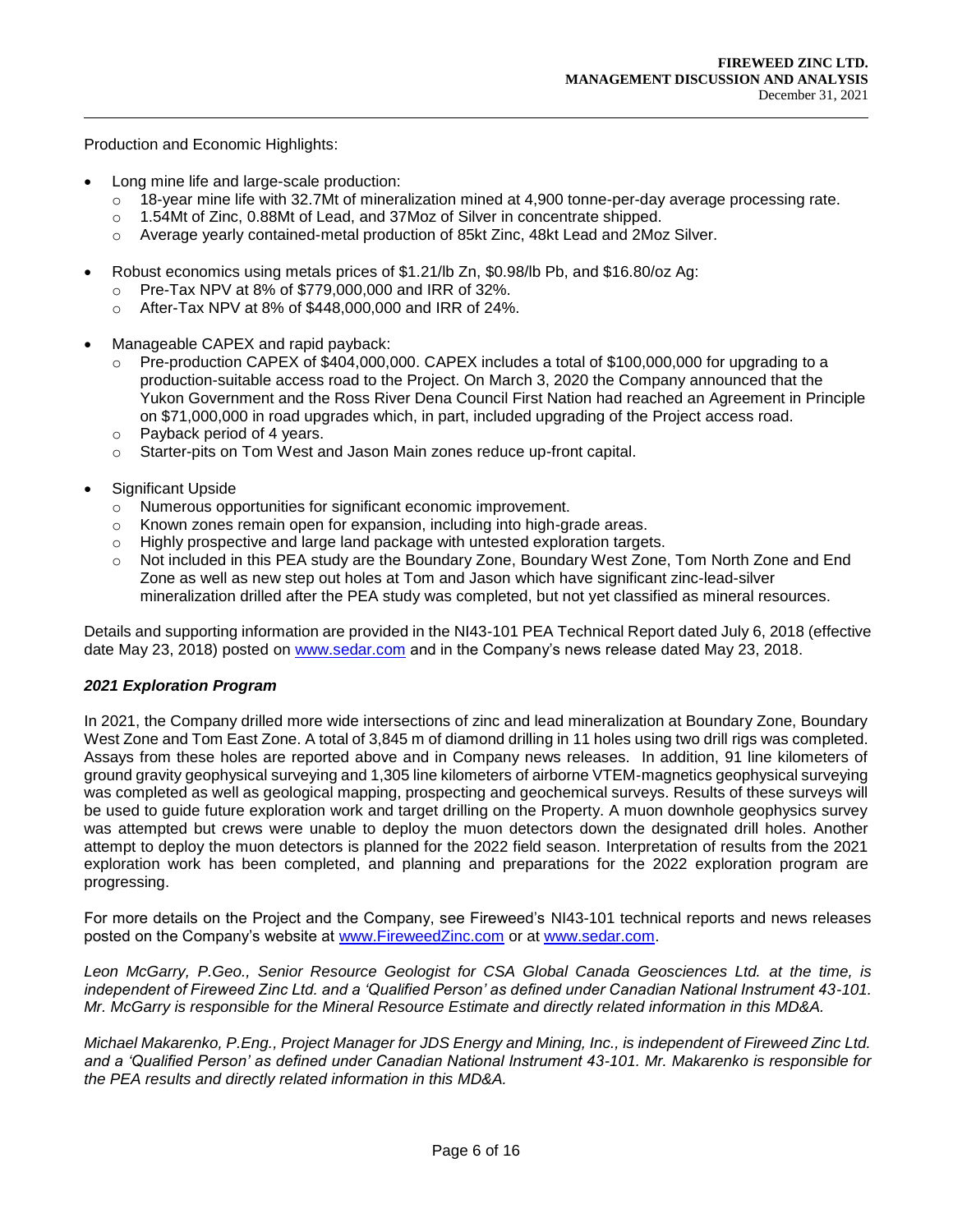Production and Economic Highlights:

- Long mine life and large-scale production:
  - 18-year mine life with 32.7Mt of mineralization mined at 4,900 tonne-per-day average processing rate.
  - 1.54Mt of Zinc, 0.88Mt of Lead, and 37Moz of Silver in concentrate shipped.
  - Average yearly contained-metal production of 85kt Zinc, 48kt Lead and 2Moz Silver.

- Robust economics using metals prices of $1.21/lb Zn, $0.98/lb Pb, and $16.80/oz Ag:
  - Pre-Tax NPV at 8% of $779,000,000 and IRR of 32%.
  - After-Tax NPV at 8% of $448,000,000 and IRR of 24%.

- Manageable CAPEX and rapid payback:
  - Pre-production CAPEX of $404,000,000. CAPEX includes a total of $100,000,000 for upgrading to a production-suitable access road to the Project. On March 3, 2020 the Company announced that the Yukon Government and the Ross River Dena Council First Nation had reached an Agreement in Principle on $71,000,000 in road upgrades which, in part, included upgrading of the Project access road.
  - Payback period of 4 years.
  - Starter-pits on Tom West and Jason Main zones reduce up-front capital.

- Significant Upside
  - Numerous opportunities for significant economic improvement.
  - Known zones remain open for expansion, including into high-grade areas.
  - Highly prospective and large land package with untested exploration targets.
  - Not included in this PEA study are the Boundary Zone, Boundary West Zone, Tom North Zone and End Zone as well as new step out holes at Tom and Jason which have significant zinc-lead-silver mineralization drilled after the PEA study was completed, but not yet classified as mineral resources.

Details and supporting information are provided in the NI43-101 PEA Technical Report dated July 6, 2018 (effective date May 23, 2018) posted on www.sedar.com and in the Company's news release dated May 23, 2018.

### *2021 Exploration Program*

In 2021, the Company drilled more wide intersections of zinc and lead mineralization at Boundary Zone, Boundary West Zone and Tom East Zone. A total of 3,845 m of diamond drilling in 11 holes using two drill rigs was completed. Assays from these holes are reported above and in Company news releases. In addition, 91 line kilometers of ground gravity geophysical surveying and 1,305 line kilometers of airborne VTEM-magnetics geophysical surveying was completed as well as geological mapping, prospecting and geochemical surveys. Results of these surveys will be used to guide future exploration work and target drilling on the Property. A muon downhole geophysics survey was attempted but crews were unable to deploy the muon detectors down the designated drill holes. Another attempt to deploy the muon detectors is planned for the 2022 field season. Interpretation of results from the 2021 exploration work has been completed, and planning and preparations for the 2022 exploration program are progressing.

For more details on the Project and the Company, see Fireweed's NI43-101 technical reports and news releases posted on the Company's website at www.FireweedZinc.com or at www.sedar.com.

*Leon McGarry, P.Geo., Senior Resource Geologist for CSA Global Canada Geosciences Ltd. at the time, is independent of Fireweed Zinc Ltd. and a 'Qualified Person' as defined under Canadian National Instrument 43-101. Mr. McGarry is responsible for the Mineral Resource Estimate and directly related information in this MD&A.*

*Michael Makarenko, P.Eng., Project Manager for JDS Energy and Mining, Inc., is independent of Fireweed Zinc Ltd. and a 'Qualified Person' as defined under Canadian National Instrument 43-101. Mr. Makarenko is responsible for the PEA results and directly related information in this MD&A.*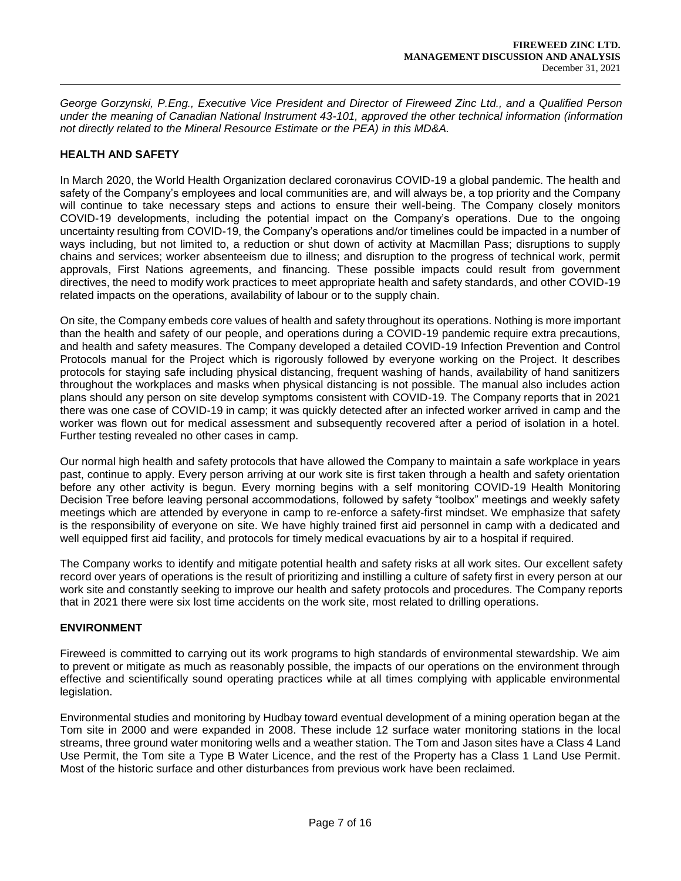*George Gorzynski, P.Eng., Executive Vice President and Director of Fireweed Zinc Ltd., and a Qualified Person under the meaning of Canadian National Instrument 43-101, approved the other technical information (information not directly related to the Mineral Resource Estimate or the PEA) in this MD&A.*

## HEALTH AND SAFETY

In March 2020, the World Health Organization declared coronavirus COVID-19 a global pandemic. The health and safety of the Company's employees and local communities are, and will always be, a top priority and the Company will continue to take necessary steps and actions to ensure their well-being. The Company closely monitors COVID-19 developments, including the potential impact on the Company's operations. Due to the ongoing uncertainty resulting from COVID-19, the Company's operations and/or timelines could be impacted in a number of ways including, but not limited to, a reduction or shut down of activity at Macmillan Pass; disruptions to supply chains and services; worker absenteeism due to illness; and disruption to the progress of technical work, permit approvals, First Nations agreements, and financing. These possible impacts could result from government directives, the need to modify work practices to meet appropriate health and safety standards, and other COVID-19 related impacts on the operations, availability of labour or to the supply chain.

On site, the Company embeds core values of health and safety throughout its operations. Nothing is more important than the health and safety of our people, and operations during a COVID-19 pandemic require extra precautions, and health and safety measures. The Company developed a detailed COVID-19 Infection Prevention and Control Protocols manual for the Project which is rigorously followed by everyone working on the Project. It describes protocols for staying safe including physical distancing, frequent washing of hands, availability of hand sanitizers throughout the workplaces and masks when physical distancing is not possible. The manual also includes action plans should any person on site develop symptoms consistent with COVID-19. The Company reports that in 2021 there was one case of COVID-19 in camp; it was quickly detected after an infected worker arrived in camp and the worker was flown out for medical assessment and subsequently recovered after a period of isolation in a hotel. Further testing revealed no other cases in camp.

Our normal high health and safety protocols that have allowed the Company to maintain a safe workplace in years past, continue to apply. Every person arriving at our work site is first taken through a health and safety orientation before any other activity is begun. Every morning begins with a self monitoring COVID-19 Health Monitoring Decision Tree before leaving personal accommodations, followed by safety "toolbox" meetings and weekly safety meetings which are attended by everyone in camp to re-enforce a safety-first mindset. We emphasize that safety is the responsibility of everyone on site. We have highly trained first aid personnel in camp with a dedicated and well equipped first aid facility, and protocols for timely medical evacuations by air to a hospital if required.

The Company works to identify and mitigate potential health and safety risks at all work sites. Our excellent safety record over years of operations is the result of prioritizing and instilling a culture of safety first in every person at our work site and constantly seeking to improve our health and safety protocols and procedures. The Company reports that in 2021 there were six lost time accidents on the work site, most related to drilling operations.

## ENVIRONMENT

Fireweed is committed to carrying out its work programs to high standards of environmental stewardship. We aim to prevent or mitigate as much as reasonably possible, the impacts of our operations on the environment through effective and scientifically sound operating practices while at all times complying with applicable environmental legislation.

Environmental studies and monitoring by Hudbay toward eventual development of a mining operation began at the Tom site in 2000 and were expanded in 2008. These include 12 surface water monitoring stations in the local streams, three ground water monitoring wells and a weather station. The Tom and Jason sites have a Class 4 Land Use Permit, the Tom site a Type B Water Licence, and the rest of the Property has a Class 1 Land Use Permit. Most of the historic surface and other disturbances from previous work have been reclaimed.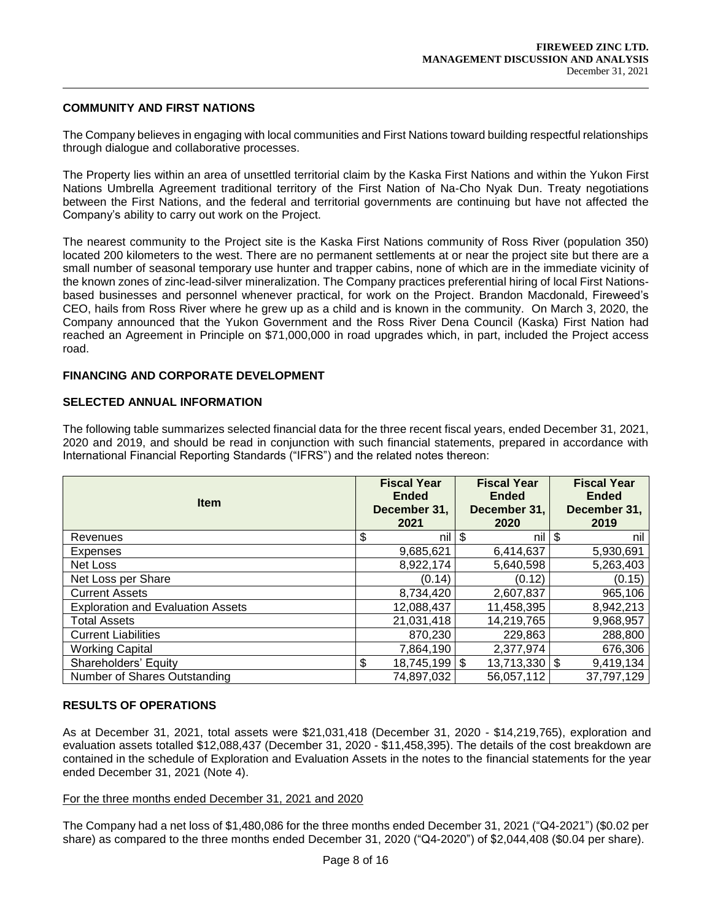## COMMUNITY AND FIRST NATIONS

The Company believes in engaging with local communities and First Nations toward building respectful relationships through dialogue and collaborative processes.

The Property lies within an area of unsettled territorial claim by the Kaska First Nations and within the Yukon First Nations Umbrella Agreement traditional territory of the First Nation of Na-Cho Nyak Dun. Treaty negotiations between the First Nations, and the federal and territorial governments are continuing but have not affected the Company's ability to carry out work on the Project.

The nearest community to the Project site is the Kaska First Nations community of Ross River (population 350) located 200 kilometers to the west. There are no permanent settlements at or near the project site but there are a small number of seasonal temporary use hunter and trapper cabins, none of which are in the immediate vicinity of the known zones of zinc-lead-silver mineralization. The Company practices preferential hiring of local First Nations-based businesses and personnel whenever practical, for work on the Project. Brandon Macdonald, Fireweed's CEO, hails from Ross River where he grew up as a child and is known in the community. On March 3, 2020, the Company announced that the Yukon Government and the Ross River Dena Council (Kaska) First Nation had reached an Agreement in Principle on $71,000,000 in road upgrades which, in part, included the Project access road.

## FINANCING AND CORPORATE DEVELOPMENT

## SELECTED ANNUAL INFORMATION

The following table summarizes selected financial data for the three recent fiscal years, ended December 31, 2021, 2020 and 2019, and should be read in conjunction with such financial statements, prepared in accordance with International Financial Reporting Standards ("IFRS") and the related notes thereon:

| Item | Fiscal Year Ended December 31, 2021 | Fiscal Year Ended December 31, 2020 | Fiscal Year Ended December 31, 2019 |
|---|---|---|---|
| Revenues | $ nil | $ nil | $ nil |
| Expenses | 9,685,621 | 6,414,637 | 5,930,691 |
| Net Loss | 8,922,174 | 5,640,598 | 5,263,403 |
| Net Loss per Share | (0.14) | (0.12) | (0.15) |
| Current Assets | 8,734,420 | 2,607,837 | 965,106 |
| Exploration and Evaluation Assets | 12,088,437 | 11,458,395 | 8,942,213 |
| Total Assets | 21,031,418 | 14,219,765 | 9,968,957 |
| Current Liabilities | 870,230 | 229,863 | 288,800 |
| Working Capital | 7,864,190 | 2,377,974 | 676,306 |
| Shareholders' Equity | $ 18,745,199 | $ 13,713,330 | $ 9,419,134 |
| Number of Shares Outstanding | 74,897,032 | 56,057,112 | 37,797,129 |

## RESULTS OF OPERATIONS

As at December 31, 2021, total assets were $21,031,418 (December 31, 2020 - $14,219,765), exploration and evaluation assets totalled $12,088,437 (December 31, 2020 - $11,458,395). The details of the cost breakdown are contained in the schedule of Exploration and Evaluation Assets in the notes to the financial statements for the year ended December 31, 2021 (Note 4).

<u>For the three months ended December 31, 2021 and 2020</u>

The Company had a net loss of $1,480,086 for the three months ended December 31, 2021 ("Q4-2021") ($0.02 per share) as compared to the three months ended December 31, 2020 ("Q4-2020") of $2,044,408 ($0.04 per share).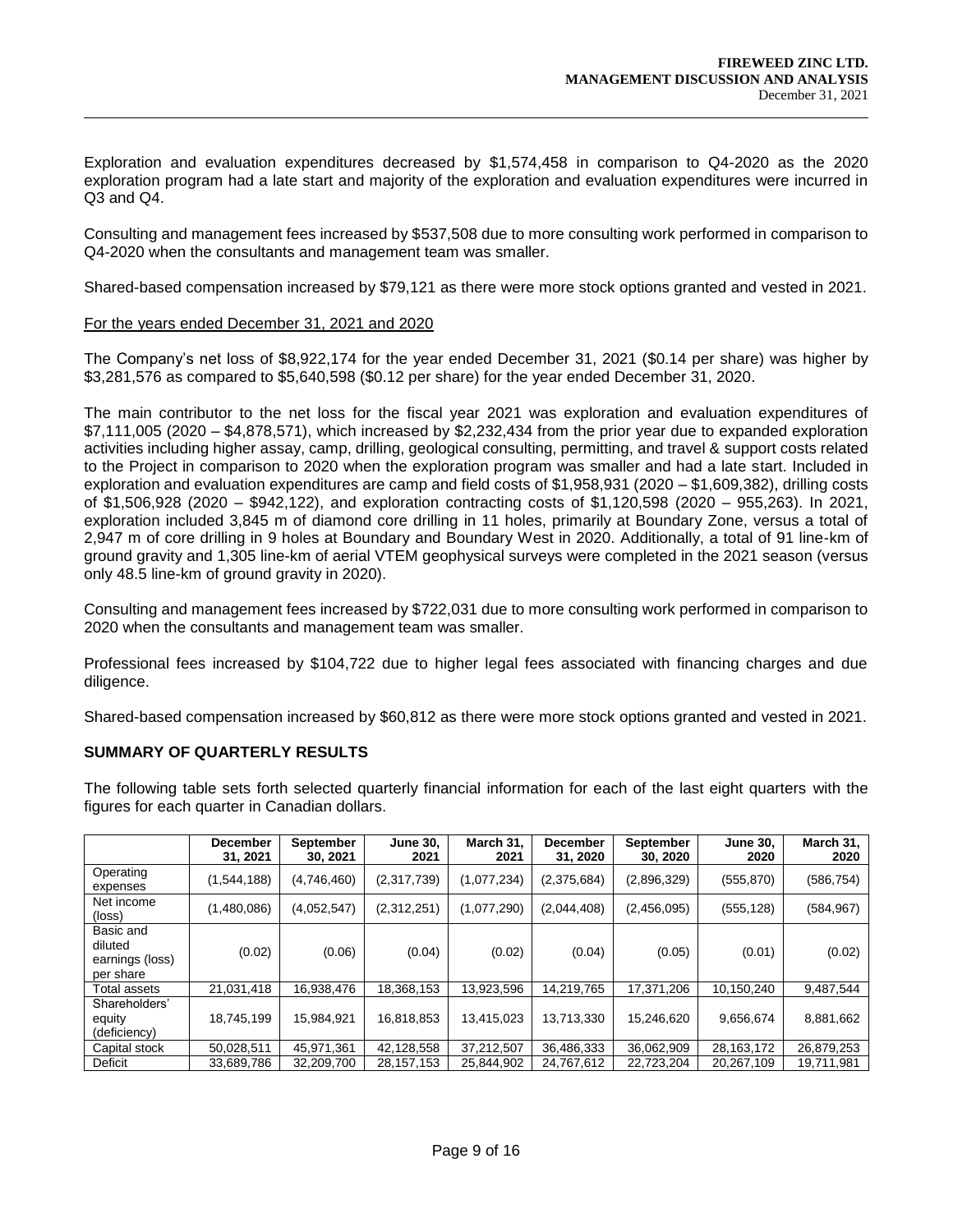Exploration and evaluation expenditures decreased by $1,574,458 in comparison to Q4-2020 as the 2020 exploration program had a late start and majority of the exploration and evaluation expenditures were incurred in Q3 and Q4.

Consulting and management fees increased by $537,508 due to more consulting work performed in comparison to Q4-2020 when the consultants and management team was smaller.

Shared-based compensation increased by $79,121 as there were more stock options granted and vested in 2021.

For the years ended December 31, 2021 and 2020

The Company's net loss of $8,922,174 for the year ended December 31, 2021 ($0.14 per share) was higher by $3,281,576 as compared to $5,640,598 ($0.12 per share) for the year ended December 31, 2020.

The main contributor to the net loss for the fiscal year 2021 was exploration and evaluation expenditures of $7,111,005 (2020 – $4,878,571), which increased by $2,232,434 from the prior year due to expanded exploration activities including higher assay, camp, drilling, geological consulting, permitting, and travel & support costs related to the Project in comparison to 2020 when the exploration program was smaller and had a late start. Included in exploration and evaluation expenditures are camp and field costs of $1,958,931 (2020 – $1,609,382), drilling costs of $1,506,928 (2020 – $942,122), and exploration contracting costs of $1,120,598 (2020 – 955,263). In 2021, exploration included 3,845 m of diamond core drilling in 11 holes, primarily at Boundary Zone, versus a total of 2,947 m of core drilling in 9 holes at Boundary and Boundary West in 2020. Additionally, a total of 91 line-km of ground gravity and 1,305 line-km of aerial VTEM geophysical surveys were completed in the 2021 season (versus only 48.5 line-km of ground gravity in 2020).

Consulting and management fees increased by $722,031 due to more consulting work performed in comparison to 2020 when the consultants and management team was smaller.

Professional fees increased by $104,722 due to higher legal fees associated with financing charges and due diligence.

Shared-based compensation increased by $60,812 as there were more stock options granted and vested in 2021.

## SUMMARY OF QUARTERLY RESULTS

The following table sets forth selected quarterly financial information for each of the last eight quarters with the figures for each quarter in Canadian dollars.

| | December 31, 2021 | September 30, 2021 | June 30, 2021 | March 31, 2021 | December 31, 2020 | September 30, 2020 | June 30, 2020 | March 31, 2020 |
|---|---|---|---|---|---|---|---|---|
| Operating expenses | (1,544,188) | (4,746,460) | (2,317,739) | (1,077,234) | (2,375,684) | (2,896,329) | (555,870) | (586,754) |
| Net income (loss) | (1,480,086) | (4,052,547) | (2,312,251) | (1,077,290) | (2,044,408) | (2,456,095) | (555,128) | (584,967) |
| Basic and diluted earnings (loss) per share | (0.02) | (0.06) | (0.04) | (0.02) | (0.04) | (0.05) | (0.01) | (0.02) |
| Total assets | 21,031,418 | 16,938,476 | 18,368,153 | 13,923,596 | 14,219,765 | 17,371,206 | 10,150,240 | 9,487,544 |
| Shareholders' equity (deficiency) | 18,745,199 | 15,984,921 | 16,818,853 | 13,415,023 | 13,713,330 | 15,246,620 | 9,656,674 | 8,881,662 |
| Capital stock | 50,028,511 | 45,971,361 | 42,128,558 | 37,212,507 | 36,486,333 | 36,062,909 | 28,163,172 | 26,879,253 |
| Deficit | 33,689,786 | 32,209,700 | 28,157,153 | 25,844,902 | 24,767,612 | 22,723,204 | 20,267,109 | 19,711,981 |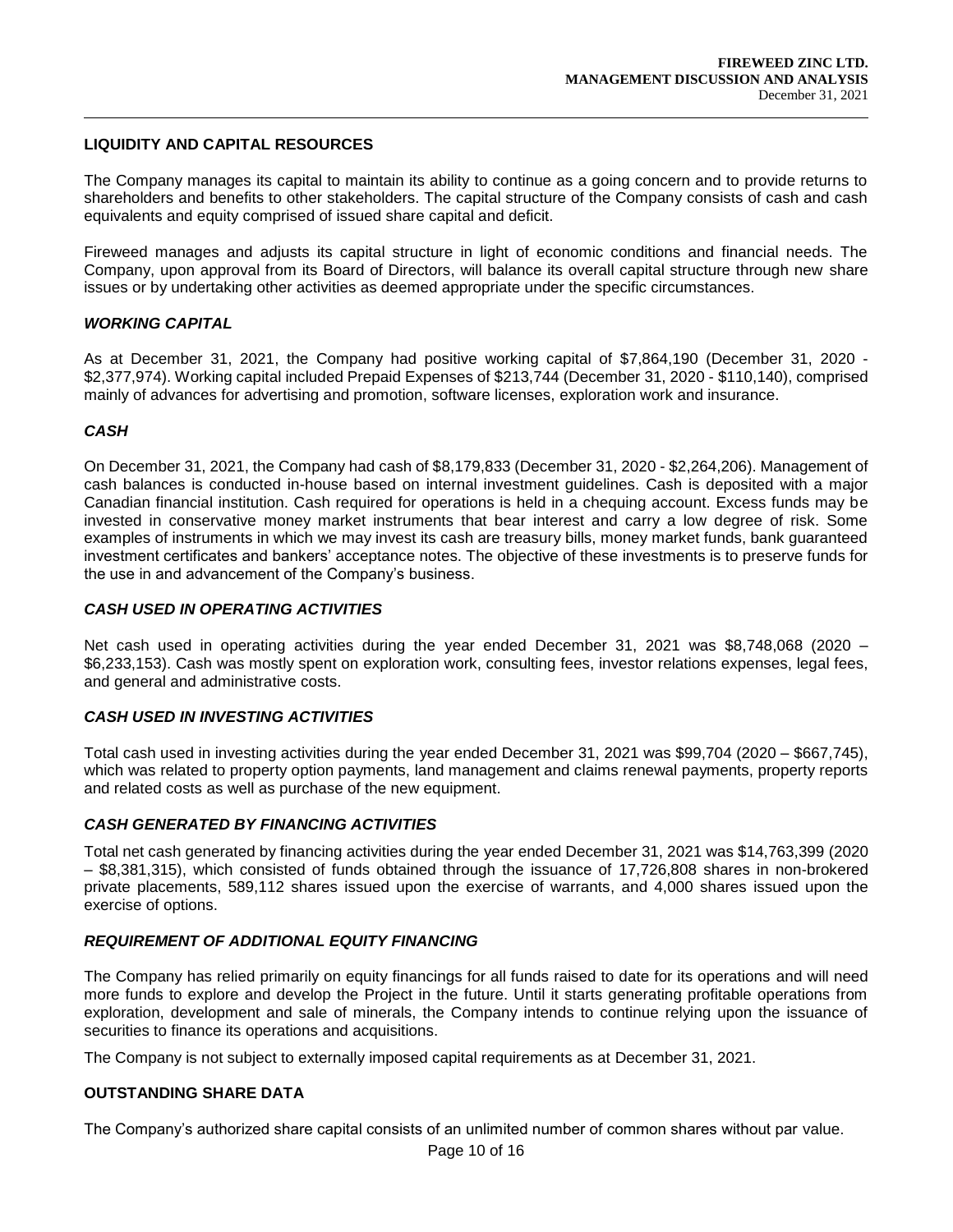## LIQUIDITY AND CAPITAL RESOURCES

The Company manages its capital to maintain its ability to continue as a going concern and to provide returns to shareholders and benefits to other stakeholders. The capital structure of the Company consists of cash and cash equivalents and equity comprised of issued share capital and deficit.

Fireweed manages and adjusts its capital structure in light of economic conditions and financial needs. The Company, upon approval from its Board of Directors, will balance its overall capital structure through new share issues or by undertaking other activities as deemed appropriate under the specific circumstances.

### *WORKING CAPITAL*

As at December 31, 2021, the Company had positive working capital of $7,864,190 (December 31, 2020 - $2,377,974). Working capital included Prepaid Expenses of $213,744 (December 31, 2020 - $110,140), comprised mainly of advances for advertising and promotion, software licenses, exploration work and insurance.

### *CASH*

On December 31, 2021, the Company had cash of $8,179,833 (December 31, 2020 - $2,264,206). Management of cash balances is conducted in-house based on internal investment guidelines. Cash is deposited with a major Canadian financial institution. Cash required for operations is held in a chequing account. Excess funds may be invested in conservative money market instruments that bear interest and carry a low degree of risk. Some examples of instruments in which we may invest its cash are treasury bills, money market funds, bank guaranteed investment certificates and bankers' acceptance notes. The objective of these investments is to preserve funds for the use in and advancement of the Company's business.

### *CASH USED IN OPERATING ACTIVITIES*

Net cash used in operating activities during the year ended December 31, 2021 was $8,748,068 (2020 – $6,233,153). Cash was mostly spent on exploration work, consulting fees, investor relations expenses, legal fees, and general and administrative costs.

### *CASH USED IN INVESTING ACTIVITIES*

Total cash used in investing activities during the year ended December 31, 2021 was $99,704 (2020 – $667,745), which was related to property option payments, land management and claims renewal payments, property reports and related costs as well as purchase of the new equipment.

### *CASH GENERATED BY FINANCING ACTIVITIES*

Total net cash generated by financing activities during the year ended December 31, 2021 was $14,763,399 (2020 – $8,381,315), which consisted of funds obtained through the issuance of 17,726,808 shares in non-brokered private placements, 589,112 shares issued upon the exercise of warrants, and 4,000 shares issued upon the exercise of options.

### *REQUIREMENT OF ADDITIONAL EQUITY FINANCING*

The Company has relied primarily on equity financings for all funds raised to date for its operations and will need more funds to explore and develop the Project in the future. Until it starts generating profitable operations from exploration, development and sale of minerals, the Company intends to continue relying upon the issuance of securities to finance its operations and acquisitions.

The Company is not subject to externally imposed capital requirements as at December 31, 2021.

## OUTSTANDING SHARE DATA

The Company's authorized share capital consists of an unlimited number of common shares without par value.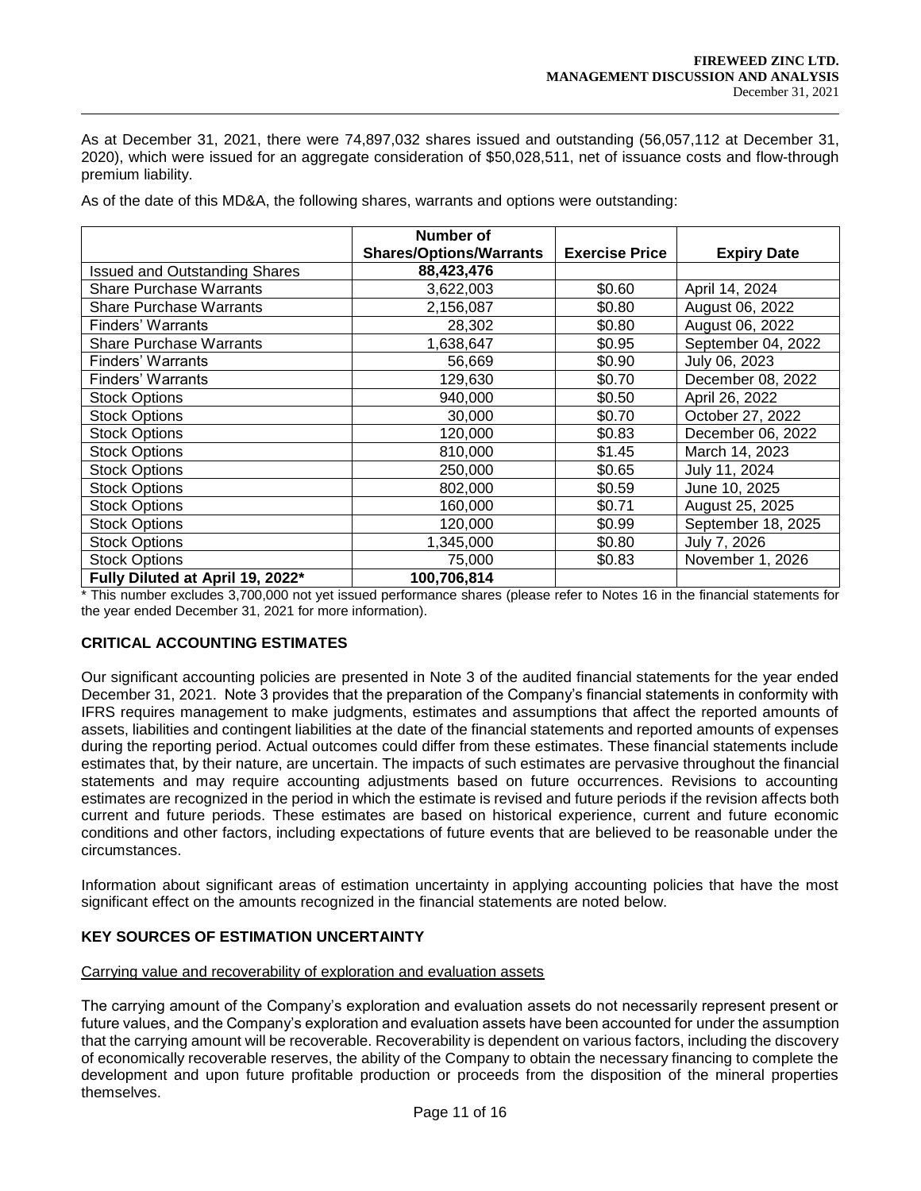As at December 31, 2021, there were 74,897,032 shares issued and outstanding (56,057,112 at December 31, 2020), which were issued for an aggregate consideration of $50,028,511, net of issuance costs and flow-through premium liability.

As of the date of this MD&A, the following shares, warrants and options were outstanding:

| | Number of Shares/Options/Warrants | Exercise Price | Expiry Date |
|---|---|---|---|
| Issued and Outstanding Shares | **88,423,476** | | |
| Share Purchase Warrants | 3,622,003 | $0.60 | April 14, 2024 |
| Share Purchase Warrants | 2,156,087 | $0.80 | August 06, 2022 |
| Finders' Warrants | 28,302 | $0.80 | August 06, 2022 |
| Share Purchase Warrants | 1,638,647 | $0.95 | September 04, 2022 |
| Finders' Warrants | 56,669 | $0.90 | July 06, 2023 |
| Finders' Warrants | 129,630 | $0.70 | December 08, 2022 |
| Stock Options | 940,000 | $0.50 | April 26, 2022 |
| Stock Options | 30,000 | $0.70 | October 27, 2022 |
| Stock Options | 120,000 | $0.83 | December 06, 2022 |
| Stock Options | 810,000 | $1.45 | March 14, 2023 |
| Stock Options | 250,000 | $0.65 | July 11, 2024 |
| Stock Options | 802,000 | $0.59 | June 10, 2025 |
| Stock Options | 160,000 | $0.71 | August 25, 2025 |
| Stock Options | 120,000 | $0.99 | September 18, 2025 |
| Stock Options | 1,345,000 | $0.80 | July 7, 2026 |
| Stock Options | 75,000 | $0.83 | November 1, 2026 |
| **Fully Diluted at April 19, 2022*** | **100,706,814** | | |

* This number excludes 3,700,000 not yet issued performance shares (please refer to Notes 16 in the financial statements for the year ended December 31, 2021 for more information).

## CRITICAL ACCOUNTING ESTIMATES

Our significant accounting policies are presented in Note 3 of the audited financial statements for the year ended December 31, 2021. Note 3 provides that the preparation of the Company's financial statements in conformity with IFRS requires management to make judgments, estimates and assumptions that affect the reported amounts of assets, liabilities and contingent liabilities at the date of the financial statements and reported amounts of expenses during the reporting period. Actual outcomes could differ from these estimates. These financial statements include estimates that, by their nature, are uncertain. The impacts of such estimates are pervasive throughout the financial statements and may require accounting adjustments based on future occurrences. Revisions to accounting estimates are recognized in the period in which the estimate is revised and future periods if the revision affects both current and future periods. These estimates are based on historical experience, current and future economic conditions and other factors, including expectations of future events that are believed to be reasonable under the circumstances.

Information about significant areas of estimation uncertainty in applying accounting policies that have the most significant effect on the amounts recognized in the financial statements are noted below.

## KEY SOURCES OF ESTIMATION UNCERTAINTY

Carrying value and recoverability of exploration and evaluation assets

The carrying amount of the Company's exploration and evaluation assets do not necessarily represent present or future values, and the Company's exploration and evaluation assets have been accounted for under the assumption that the carrying amount will be recoverable. Recoverability is dependent on various factors, including the discovery of economically recoverable reserves, the ability of the Company to obtain the necessary financing to complete the development and upon future profitable production or proceeds from the disposition of the mineral properties themselves.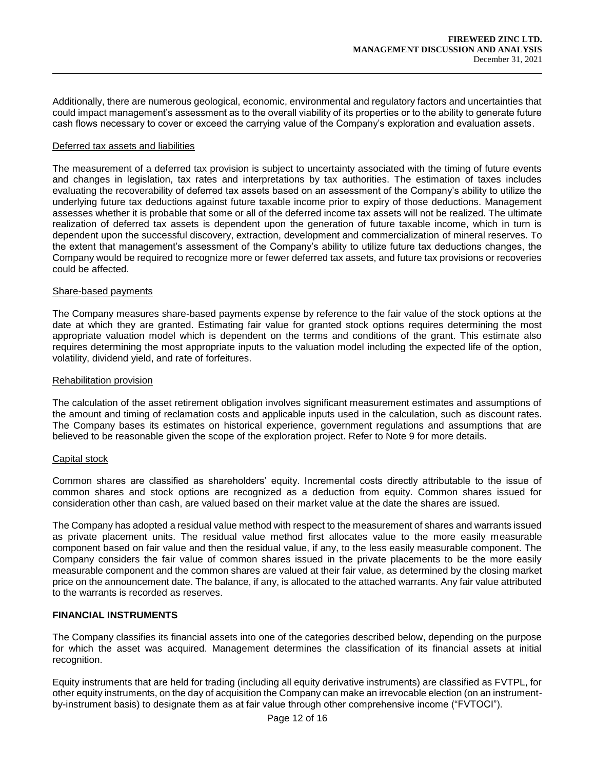Additionally, there are numerous geological, economic, environmental and regulatory factors and uncertainties that could impact management's assessment as to the overall viability of its properties or to the ability to generate future cash flows necessary to cover or exceed the carrying value of the Company's exploration and evaluation assets.

Deferred tax assets and liabilities

The measurement of a deferred tax provision is subject to uncertainty associated with the timing of future events and changes in legislation, tax rates and interpretations by tax authorities. The estimation of taxes includes evaluating the recoverability of deferred tax assets based on an assessment of the Company's ability to utilize the underlying future tax deductions against future taxable income prior to expiry of those deductions. Management assesses whether it is probable that some or all of the deferred income tax assets will not be realized. The ultimate realization of deferred tax assets is dependent upon the generation of future taxable income, which in turn is dependent upon the successful discovery, extraction, development and commercialization of mineral reserves. To the extent that management's assessment of the Company's ability to utilize future tax deductions changes, the Company would be required to recognize more or fewer deferred tax assets, and future tax provisions or recoveries could be affected.

Share-based payments

The Company measures share-based payments expense by reference to the fair value of the stock options at the date at which they are granted. Estimating fair value for granted stock options requires determining the most appropriate valuation model which is dependent on the terms and conditions of the grant. This estimate also requires determining the most appropriate inputs to the valuation model including the expected life of the option, volatility, dividend yield, and rate of forfeitures.

Rehabilitation provision

The calculation of the asset retirement obligation involves significant measurement estimates and assumptions of the amount and timing of reclamation costs and applicable inputs used in the calculation, such as discount rates. The Company bases its estimates on historical experience, government regulations and assumptions that are believed to be reasonable given the scope of the exploration project. Refer to Note 9 for more details.

Capital stock

Common shares are classified as shareholders' equity. Incremental costs directly attributable to the issue of common shares and stock options are recognized as a deduction from equity. Common shares issued for consideration other than cash, are valued based on their market value at the date the shares are issued.

The Company has adopted a residual value method with respect to the measurement of shares and warrants issued as private placement units. The residual value method first allocates value to the more easily measurable component based on fair value and then the residual value, if any, to the less easily measurable component. The Company considers the fair value of common shares issued in the private placements to be the more easily measurable component and the common shares are valued at their fair value, as determined by the closing market price on the announcement date. The balance, if any, is allocated to the attached warrants. Any fair value attributed to the warrants is recorded as reserves.

## FINANCIAL INSTRUMENTS

The Company classifies its financial assets into one of the categories described below, depending on the purpose for which the asset was acquired. Management determines the classification of its financial assets at initial recognition.

Equity instruments that are held for trading (including all equity derivative instruments) are classified as FVTPL, for other equity instruments, on the day of acquisition the Company can make an irrevocable election (on an instrument-by-instrument basis) to designate them as at fair value through other comprehensive income ("FVTOCI").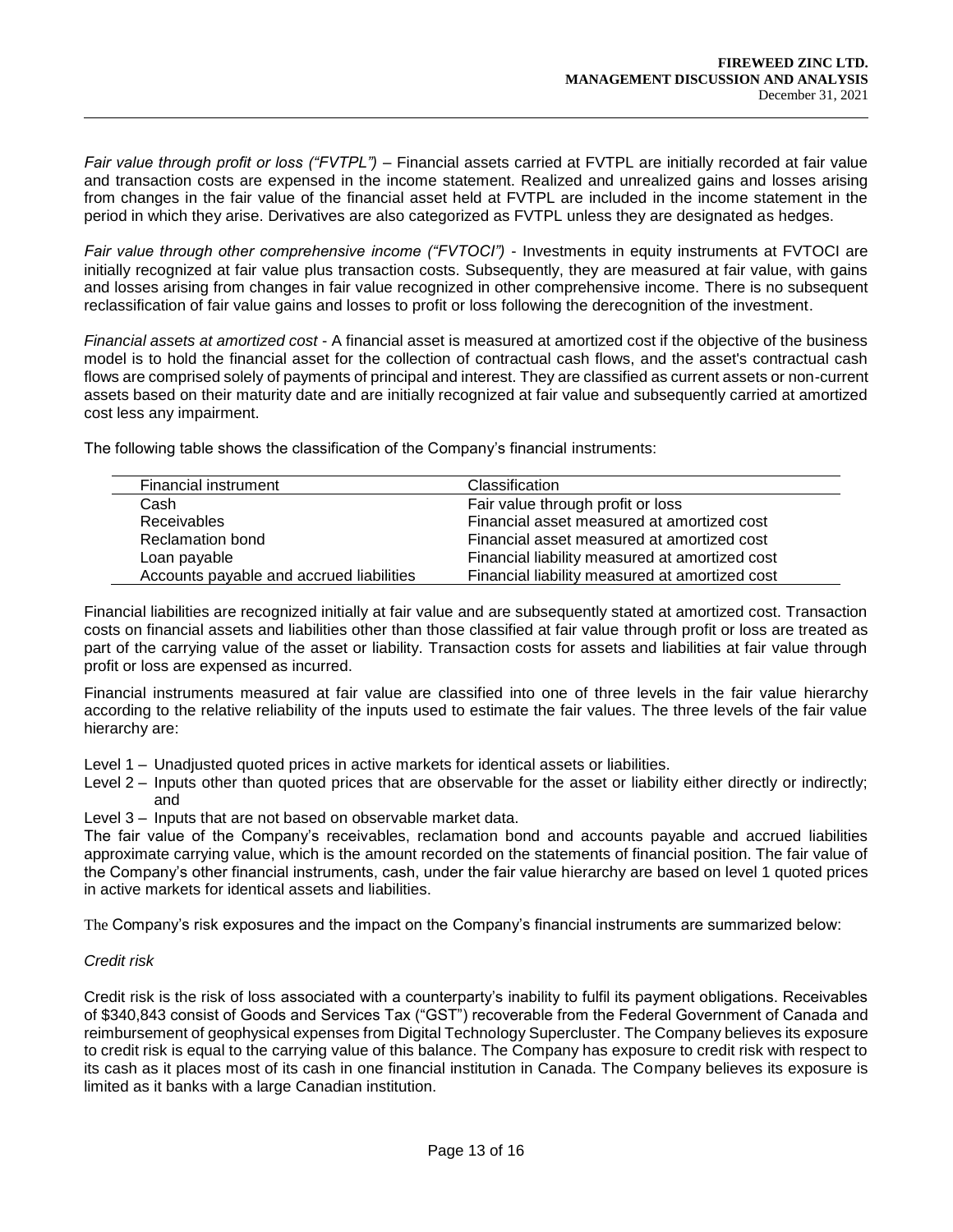*Fair value through profit or loss ("FVTPL")* – Financial assets carried at FVTPL are initially recorded at fair value and transaction costs are expensed in the income statement. Realized and unrealized gains and losses arising from changes in the fair value of the financial asset held at FVTPL are included in the income statement in the period in which they arise. Derivatives are also categorized as FVTPL unless they are designated as hedges.

*Fair value through other comprehensive income ("FVTOCI")* - Investments in equity instruments at FVTOCI are initially recognized at fair value plus transaction costs. Subsequently, they are measured at fair value, with gains and losses arising from changes in fair value recognized in other comprehensive income. There is no subsequent reclassification of fair value gains and losses to profit or loss following the derecognition of the investment.

*Financial assets at amortized cost* - A financial asset is measured at amortized cost if the objective of the business model is to hold the financial asset for the collection of contractual cash flows, and the asset's contractual cash flows are comprised solely of payments of principal and interest. They are classified as current assets or non-current assets based on their maturity date and are initially recognized at fair value and subsequently carried at amortized cost less any impairment.

The following table shows the classification of the Company's financial instruments:

| Financial instrument | Classification |
|---|---|
| Cash | Fair value through profit or loss |
| Receivables | Financial asset measured at amortized cost |
| Reclamation bond | Financial asset measured at amortized cost |
| Loan payable | Financial liability measured at amortized cost |
| Accounts payable and accrued liabilities | Financial liability measured at amortized cost |

Financial liabilities are recognized initially at fair value and are subsequently stated at amortized cost. Transaction costs on financial assets and liabilities other than those classified at fair value through profit or loss are treated as part of the carrying value of the asset or liability. Transaction costs for assets and liabilities at fair value through profit or loss are expensed as incurred.

Financial instruments measured at fair value are classified into one of three levels in the fair value hierarchy according to the relative reliability of the inputs used to estimate the fair values. The three levels of the fair value hierarchy are:

- Level 1 – Unadjusted quoted prices in active markets for identical assets or liabilities.
- Level 2 – Inputs other than quoted prices that are observable for the asset or liability either directly or indirectly; and
- Level 3 – Inputs that are not based on observable market data.

The fair value of the Company's receivables, reclamation bond and accounts payable and accrued liabilities approximate carrying value, which is the amount recorded on the statements of financial position. The fair value of the Company's other financial instruments, cash, under the fair value hierarchy are based on level 1 quoted prices in active markets for identical assets and liabilities.

The Company's risk exposures and the impact on the Company's financial instruments are summarized below:

*Credit risk*

Credit risk is the risk of loss associated with a counterparty's inability to fulfil its payment obligations. Receivables of $340,843 consist of Goods and Services Tax ("GST") recoverable from the Federal Government of Canada and reimbursement of geophysical expenses from Digital Technology Supercluster. The Company believes its exposure to credit risk is equal to the carrying value of this balance. The Company has exposure to credit risk with respect to its cash as it places most of its cash in one financial institution in Canada. The Company believes its exposure is limited as it banks with a large Canadian institution.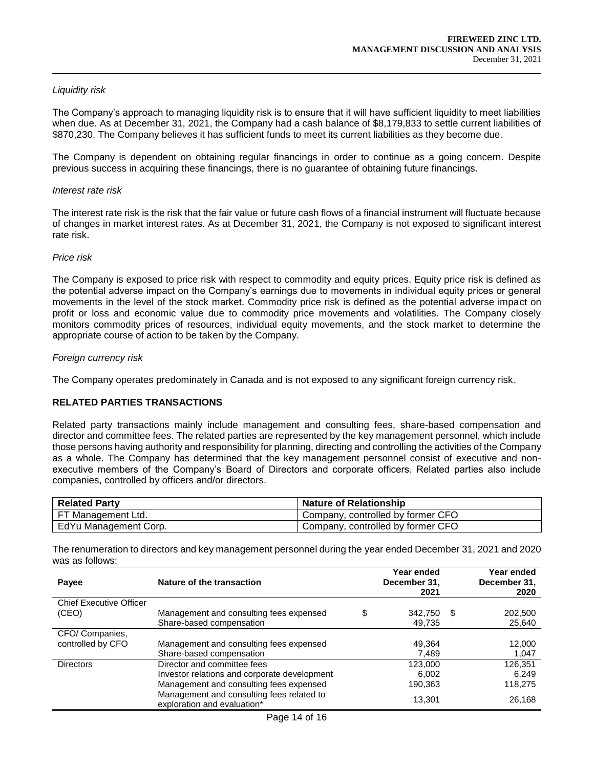*Liquidity risk*

The Company's approach to managing liquidity risk is to ensure that it will have sufficient liquidity to meet liabilities when due. As at December 31, 2021, the Company had a cash balance of $8,179,833 to settle current liabilities of $870,230. The Company believes it has sufficient funds to meet its current liabilities as they become due.

The Company is dependent on obtaining regular financings in order to continue as a going concern. Despite previous success in acquiring these financings, there is no guarantee of obtaining future financings.

*Interest rate risk*

The interest rate risk is the risk that the fair value or future cash flows of a financial instrument will fluctuate because of changes in market interest rates. As at December 31, 2021, the Company is not exposed to significant interest rate risk.

*Price risk*

The Company is exposed to price risk with respect to commodity and equity prices. Equity price risk is defined as the potential adverse impact on the Company's earnings due to movements in individual equity prices or general movements in the level of the stock market. Commodity price risk is defined as the potential adverse impact on profit or loss and economic value due to commodity price movements and volatilities. The Company closely monitors commodity prices of resources, individual equity movements, and the stock market to determine the appropriate course of action to be taken by the Company.

*Foreign currency risk*

The Company operates predominately in Canada and is not exposed to any significant foreign currency risk.

## RELATED PARTIES TRANSACTIONS

Related party transactions mainly include management and consulting fees, share-based compensation and director and committee fees. The related parties are represented by the key management personnel, which include those persons having authority and responsibility for planning, directing and controlling the activities of the Company as a whole. The Company has determined that the key management personnel consist of executive and non-executive members of the Company's Board of Directors and corporate officers. Related parties also include companies, controlled by officers and/or directors.

| Related Party | Nature of Relationship |
|---|---|
| FT Management Ltd. | Company, controlled by former CFO |
| EdYu Management Corp. | Company, controlled by former CFO |

The renumeration to directors and key management personnel during the year ended December 31, 2021 and 2020 was as follows:

| Payee | Nature of the transaction | Year ended December 31, 2021 | Year ended December 31, 2020 |
|---|---|---|---|
| Chief Executive Officer (CEO) | Management and consulting fees expensed | $ 342,750 | $ 202,500 |
| | Share-based compensation | 49,735 | 25,640 |
| CFO/ Companies, controlled by CFO | Management and consulting fees expensed | 49,364 | 12,000 |
| | Share-based compensation | 7,489 | 1,047 |
| Directors | Director and committee fees | 123,000 | 126,351 |
| | Investor relations and corporate development | 6,002 | 6,249 |
| | Management and consulting fees expensed | 190,363 | 118,275 |
| | Management and consulting fees related to exploration and evaluation* | 13,301 | 26,168 |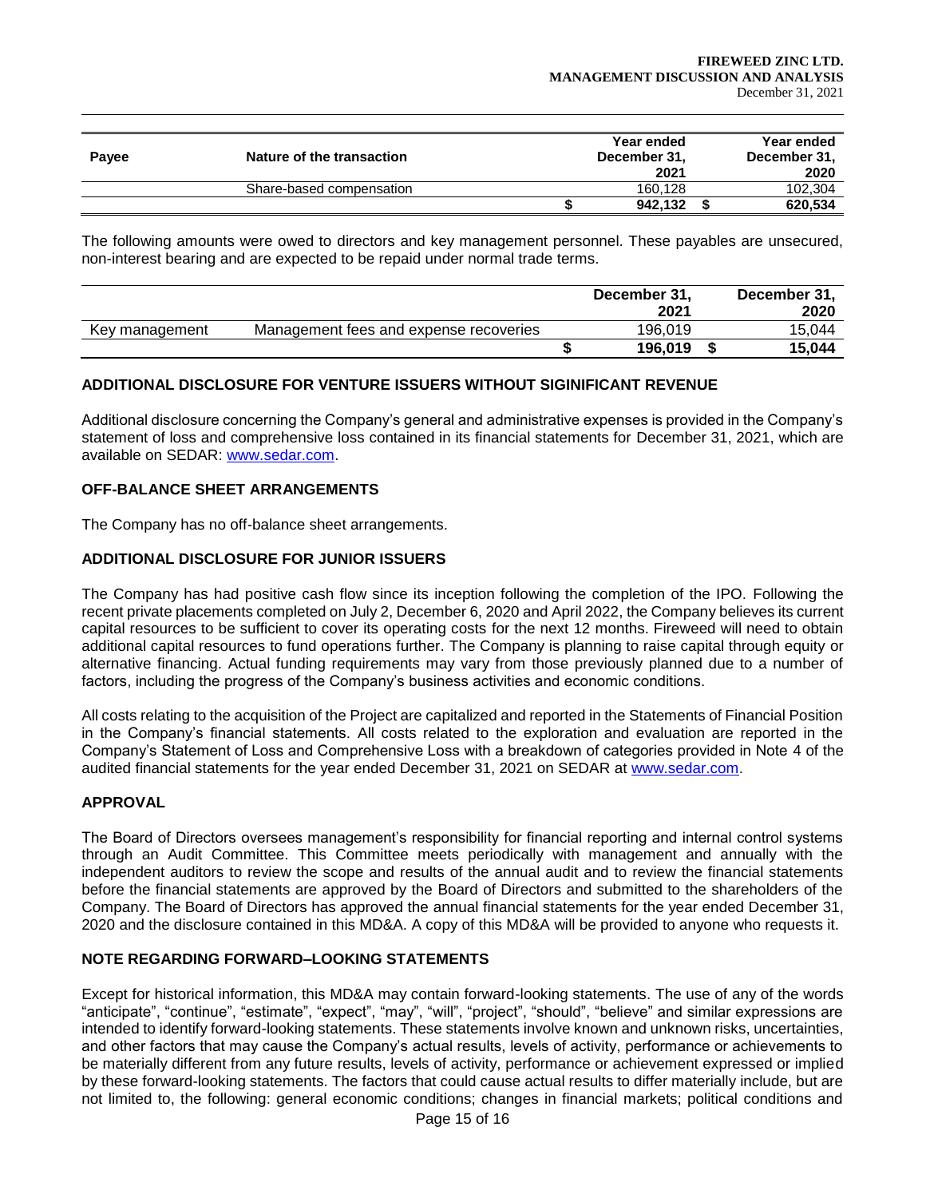| Payee | Nature of the transaction | | Year ended December 31, 2021 | | Year ended December 31, 2020 |
|---|---|---|---|---|---|
| | Share-based compensation | | 160,128 | | 102,304 |
| | | $ | **942,132** | $ | **620,534** |

The following amounts were owed to directors and key management personnel. These payables are unsecured, non-interest bearing and are expected to be repaid under normal trade terms.

| | | | December 31, 2021 | | December 31, 2020 |
|---|---|---|---|---|---|
| Key management | Management fees and expense recoveries | | 196,019 | | 15,044 |
| | | $ | **196,019** | $ | **15,044** |

## ADDITIONAL DISCLOSURE FOR VENTURE ISSUERS WITHOUT SIGINIFICANT REVENUE

Additional disclosure concerning the Company's general and administrative expenses is provided in the Company's statement of loss and comprehensive loss contained in its financial statements for December 31, 2021, which are available on SEDAR: www.sedar.com.

## OFF-BALANCE SHEET ARRANGEMENTS

The Company has no off-balance sheet arrangements.

## ADDITIONAL DISCLOSURE FOR JUNIOR ISSUERS

The Company has had positive cash flow since its inception following the completion of the IPO. Following the recent private placements completed on July 2, December 6, 2020 and April 2022, the Company believes its current capital resources to be sufficient to cover its operating costs for the next 12 months. Fireweed will need to obtain additional capital resources to fund operations further. The Company is planning to raise capital through equity or alternative financing. Actual funding requirements may vary from those previously planned due to a number of factors, including the progress of the Company's business activities and economic conditions.

All costs relating to the acquisition of the Project are capitalized and reported in the Statements of Financial Position in the Company's financial statements. All costs related to the exploration and evaluation are reported in the Company's Statement of Loss and Comprehensive Loss with a breakdown of categories provided in Note 4 of the audited financial statements for the year ended December 31, 2021 on SEDAR at www.sedar.com.

## APPROVAL

The Board of Directors oversees management's responsibility for financial reporting and internal control systems through an Audit Committee. This Committee meets periodically with management and annually with the independent auditors to review the scope and results of the annual audit and to review the financial statements before the financial statements are approved by the Board of Directors and submitted to the shareholders of the Company. The Board of Directors has approved the annual financial statements for the year ended December 31, 2020 and the disclosure contained in this MD&A. A copy of this MD&A will be provided to anyone who requests it.

## NOTE REGARDING FORWARD–LOOKING STATEMENTS

Except for historical information, this MD&A may contain forward-looking statements. The use of any of the words "anticipate", "continue", "estimate", "expect", "may", "will", "project", "should", "believe" and similar expressions are intended to identify forward-looking statements. These statements involve known and unknown risks, uncertainties, and other factors that may cause the Company's actual results, levels of activity, performance or achievements to be materially different from any future results, levels of activity, performance or achievement expressed or implied by these forward-looking statements. The factors that could cause actual results to differ materially include, but are not limited to, the following: general economic conditions; changes in financial markets; political conditions and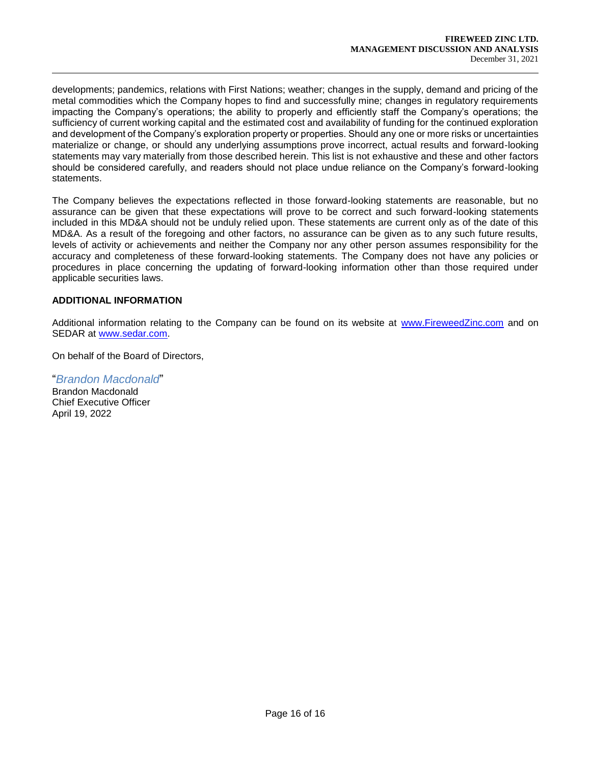developments; pandemics, relations with First Nations; weather; changes in the supply, demand and pricing of the metal commodities which the Company hopes to find and successfully mine; changes in regulatory requirements impacting the Company's operations; the ability to properly and efficiently staff the Company's operations; the sufficiency of current working capital and the estimated cost and availability of funding for the continued exploration and development of the Company's exploration property or properties. Should any one or more risks or uncertainties materialize or change, or should any underlying assumptions prove incorrect, actual results and forward-looking statements may vary materially from those described herein. This list is not exhaustive and these and other factors should be considered carefully, and readers should not place undue reliance on the Company's forward-looking statements.

The Company believes the expectations reflected in those forward-looking statements are reasonable, but no assurance can be given that these expectations will prove to be correct and such forward-looking statements included in this MD&A should not be unduly relied upon. These statements are current only as of the date of this MD&A. As a result of the foregoing and other factors, no assurance can be given as to any such future results, levels of activity or achievements and neither the Company nor any other person assumes responsibility for the accuracy and completeness of these forward-looking statements. The Company does not have any policies or procedures in place concerning the updating of forward-looking information other than those required under applicable securities laws.

## ADDITIONAL INFORMATION

Additional information relating to the Company can be found on its website at www.FireweedZinc.com and on SEDAR at www.sedar.com.

On behalf of the Board of Directors,

"*Brandon Macdonald*"
Brandon Macdonald
Chief Executive Officer
April 19, 2022